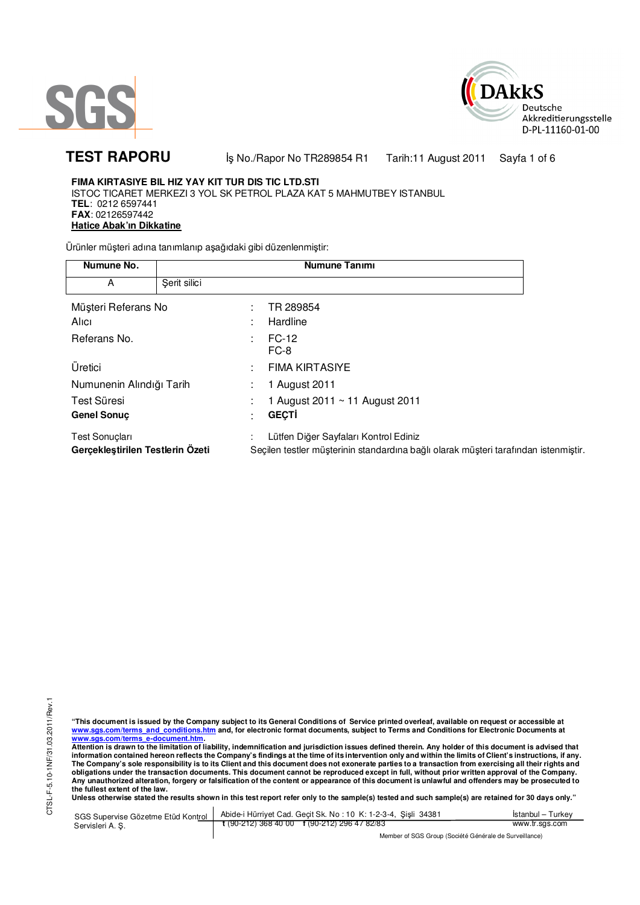SGS

DAkkS Deutsche Akkreditierungsstelle D-PL-11160-01-00

# TEST RAPORU

İş No./Rapor No TR289854 R1    Tarih:11 August 2011    Sayfa 1 of 6

**FIMA KIRTASIYE BIL HIZ YAY KIT TUR DIS TIC LTD.STI**
ISTOC TICARET MERKEZI 3 YOL SK PETROL PLAZA KAT 5 MAHMUTBEY ISTANBUL
**TEL**: 0212 6597441
**FAX**: 02126597442
**Hatice Abak'ın Dikkatine**

Ürünler müşteri adına tanımlanıp aşağıdaki gibi düzenlenmiştir:

| Numune No. | Numune Tanımı |
|---|---|
| A | Şerit silici |

| | | |
|---|---|---|
| Müşteri Referans No | : | TR 289854 |
| Alıcı | : | Hardline |
| Referans No. | : | FC-12<br>FC-8 |
| Üretici | : | FIMA KIRTASIYE |
| Numunenin Alındığı Tarih | : | 1 August 2011 |
| Test Süresi | : | 1 August 2011 ~ 11 August 2011 |
| **Genel Sonuç** | : | **GEÇTİ** |
| Test Sonuçları | : | Lütfen Diğer Sayfaları Kontrol Ediniz |
| **Gerçekleştirilen Testlerin Özeti** | | Seçilen testler müşterinin standardına bağlı olarak müşteri tarafından istenmiştir. |

**"This document is issued by the Company subject to its General Conditions of Service printed overleaf, available on request or accessible at www.sgs.com/terms_and_conditions.htm and, for electronic format documents, subject to Terms and Conditions for Electronic Documents at www.sgs.com/terms_e-document.htm.**
**Attention is drawn to the limitation of liability, indemnification and jurisdiction issues defined therein. Any holder of this document is advised that information contained hereon reflects the Company's findings at the time of its intervention only and within the limits of Client's instructions, if any. The Company's sole responsibility is to its Client and this document does not exonerate parties to a transaction from exercising all their rights and obligations under the transaction documents. This document cannot be reproduced except in full, without prior written approval of the Company. Any unauthorized alteration, forgery or falsification of the content or appearance of this document is unlawful and offenders may be prosecuted to the fullest extent of the law.**
**Unless otherwise stated the results shown in this test report refer only to the sample(s) tested and such sample(s) are retained for 30 days only."**

CTSL-F-5.10-1NF/31.03.2011/Rev.1

SGS Supervise Gözetme Etüd Kontrol Servisleri A. Ş. | Abide-i Hürriyet Cad. Geçit Sk. No : 10 K: 1-2-3-4, Şişli 34381 | İstanbul – Turkey
t (90-212) 368 40 00    f (90-212) 296 47 82/83 | www.tr.sgs.com

Member of SGS Group (Société Générale de Surveillance)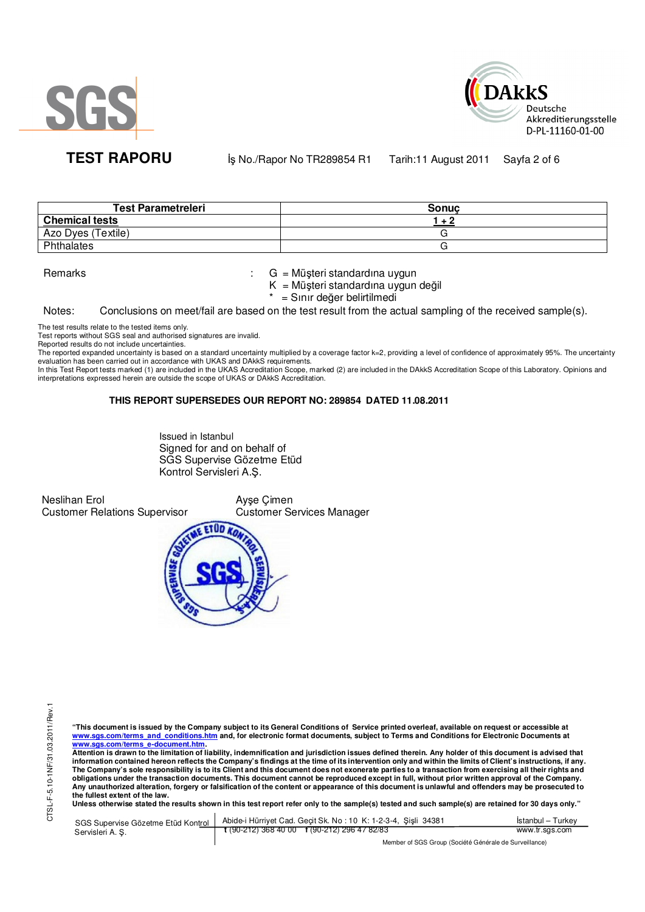# TEST RAPORU

İş No./Rapor No TR289854 R1 Tarih:11 August 2011

| Test Parametreleri | Sonuç |
|---|---|
| **Chemical tests** | **1 + 2** |
| Azo Dyes (Textile) | G |
| Phthalates | G |

Remarks : G = Müşteri standardına uygun
K = Müşteri standardına uygun değil
* = Sınır değer belirtilmedi

Notes: Conclusions on meet/fail are based on the test result from the actual sampling of the received sample(s).

The test results relate to the tested items only.
Test reports without SGS seal and authorised signatures are invalid.
Reported results do not include uncertainties.
The reported expanded uncertainty is based on a standard uncertainty multiplied by a coverage factor k=2, providing a level of confidence of approximately 95%. The uncertainty evaluation has been carried out in accordance with UKAS and DAkkS requirements.
In this Test Report tests marked (1) are included in the UKAS Accreditation Scope, marked (2) are included in the DAkkS Accreditation Scope of this Laboratory. Opinions and interpretations expressed herein are outside the scope of UKAS or DAkkS Accreditation.

**THIS REPORT SUPERSEDES OUR REPORT NO: 289854 DATED 11.08.2011**

Issued in Istanbul
Signed for and on behalf of
SGS Supervise Gözetme Etüd
Kontrol Servisleri A.Ş.

Neslihan Erol
Customer Relations Supervisor

Ayşe Çimen
Customer Services Manager

**"This document is issued by the Company subject to its General Conditions of Service printed overleaf, available on request or accessible at www.sgs.com/terms_and_conditions.htm and, for electronic format documents, subject to Terms and Conditions for Electronic Documents at www.sgs.com/terms_e-document.htm.**
**Attention is drawn to the limitation of liability, indemnification and jurisdiction issues defined therein. Any holder of this document is advised that information contained hereon reflects the Company's findings at the time of its intervention only and within the limits of Client's instructions, if any. The Company's sole responsibility is to its Client and this document does not exonerate parties to a transaction from exercising all their rights and obligations under the transaction documents. This document cannot be reproduced except in full, without prior written approval of the Company. Any unauthorized alteration, forgery or falsification of the content or appearance of this document is unlawful and offenders may be prosecuted to the fullest extent of the law.**
**Unless otherwise stated the results shown in this test report refer only to the sample(s) tested and such sample(s) are retained for 30 days only."**

CTSL-F-5.10-1NF/31.03.2011/Rev.1

SGS Supervise Gözetme Etüd Kontrol Servisleri A. Ş. | Abide-i Hürriyet Cad. Geçit Sk. No : 10 K: 1-2-3-4, Şişli 34381 | İstanbul – Turkey
t (90-212) 368 40 00 f (90-212) 296 47 82/83 | www.tr.sgs.com

Member of SGS Group (Société Générale de Surveillance)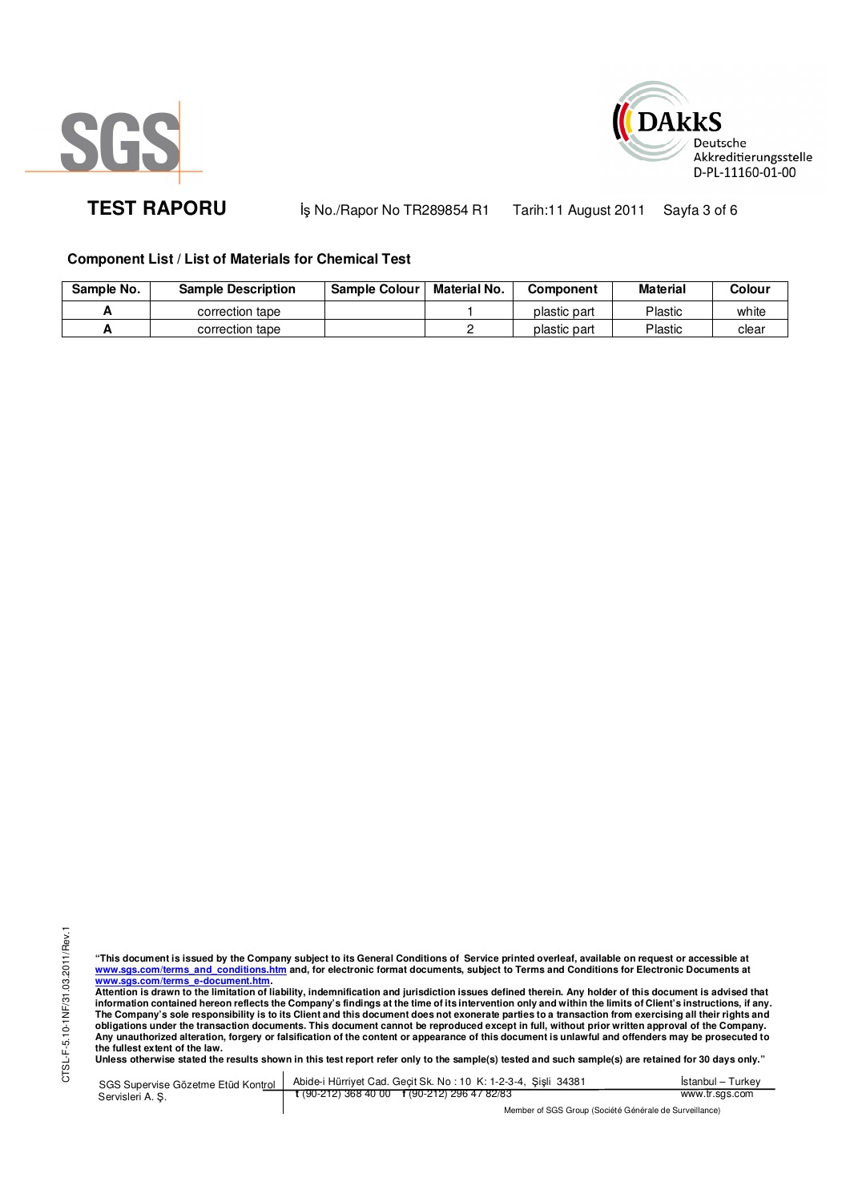## Component List / List of Materials for Chemical Test

| Sample No. | Sample Description | Sample Colour | Material No. | Component | Material | Colour |
|---|---|---|---|---|---|---|
| A | correction tape | | 1 | plastic part | Plastic | white |
| A | correction tape | | 2 | plastic part | Plastic | clear |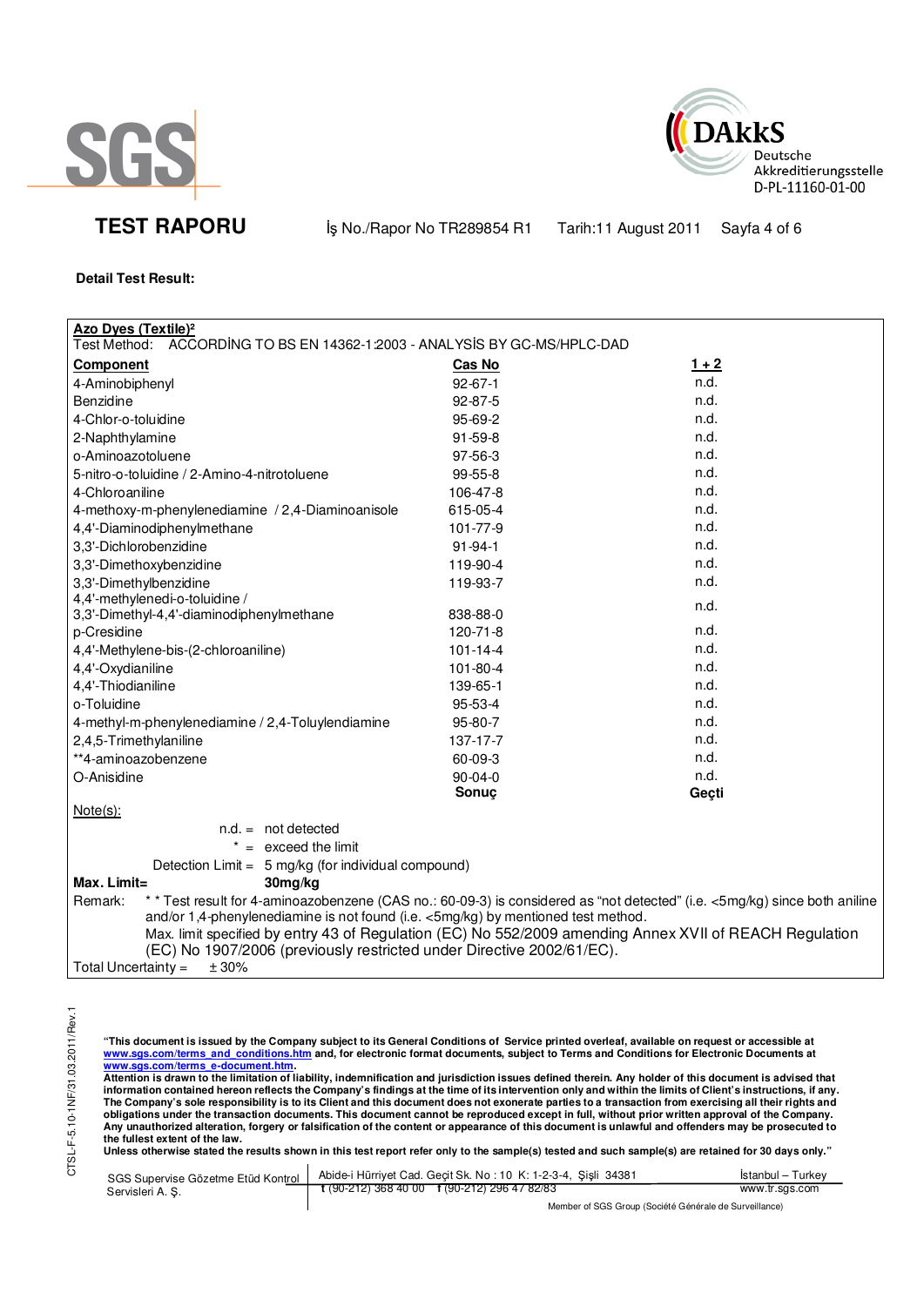**TEST RAPORU** İş No./Rapor No TR289854 R1 Tarih:11 August 2011

**Detail Test Result:**

**Azo Dyes (Textile)²**

Test Method: ACCORDİNG TO BS EN 14362-1:2003 - ANALYSİS BY GC-MS/HPLC-DAD

| **Component** | **Cas No** | **1 + 2** |
|---|---|---|
| 4-Aminobiphenyl | 92-67-1 | n.d. |
| Benzidine | 92-87-5 | n.d. |
| 4-Chlor-o-toluidine | 95-69-2 | n.d. |
| 2-Naphthylamine | 91-59-8 | n.d. |
| o-Aminoazotoluene | 97-56-3 | n.d. |
| 5-nitro-o-toluidine / 2-Amino-4-nitrotoluene | 99-55-8 | n.d. |
| 4-Chloroaniline | 106-47-8 | n.d. |
| 4-methoxy-m-phenylenediamine / 2,4-Diaminoanisole | 615-05-4 | n.d. |
| 4,4'-Diaminodiphenylmethane | 101-77-9 | n.d. |
| 3,3'-Dichlorobenzidine | 91-94-1 | n.d. |
| 3,3'-Dimethoxybenzidine | 119-90-4 | n.d. |
| 3,3'-Dimethylbenzidine | 119-93-7 | n.d. |
| 4,4'-methylenedi-o-toluidine / 3,3'-Dimethyl-4,4'-diaminodiphenylmethane | 838-88-0 | n.d. |
| p-Cresidine | 120-71-8 | n.d. |
| 4,4'-Methylene-bis-(2-chloroaniline) | 101-14-4 | n.d. |
| 4,4'-Oxydianiline | 101-80-4 | n.d. |
| 4,4'-Thiodianiline | 139-65-1 | n.d. |
| o-Toluidine | 95-53-4 | n.d. |
| 4-methyl-m-phenylenediamine / 2,4-Toluylendiamine | 95-80-7 | n.d. |
| 2,4,5-Trimethylaniline | 137-17-7 | n.d. |
| **4-aminoazobenzene | 60-09-3 | n.d. |
| O-Anisidine | 90-04-0 | n.d. |
| | **Sonuç** | **Geçti** |

Note(s):

n.d. = not detected

* = exceed the limit

Detection Limit = 5 mg/kg (for individual compound)

**Max. Limit= 30mg/kg**

Remark: * * Test result for 4-aminoazobenzene (CAS no.: 60-09-3) is considered as "not detected" (i.e. <5mg/kg) since both aniline and/or 1,4-phenylenediamine is not found (i.e. <5mg/kg) by mentioned test method.
Max. limit specified by entry 43 of Regulation (EC) No 552/2009 amending Annex XVII of REACH Regulation (EC) No 1907/2006 (previously restricted under Directive 2002/61/EC).

Total Uncertainty = ± 30%

**"This document is issued by the Company subject to its General Conditions of Service printed overleaf, available on request or accessible at www.sgs.com/terms_and_conditions.htm and, for electronic format documents, subject to Terms and Conditions for Electronic Documents at www.sgs.com/terms_e-document.htm.**
**Attention is drawn to the limitation of liability, indemnification and jurisdiction issues defined therein. Any holder of this document is advised that information contained hereon reflects the Company's findings at the time of its intervention only and within the limits of Client's instructions, if any. The Company's sole responsibility is to its Client and this document does not exonerate parties to a transaction from exercising all their rights and obligations under the transaction documents. This document cannot be reproduced except in full, without prior written approval of the Company. Any unauthorized alteration, forgery or falsification of the content or appearance of this document is unlawful and offenders may be prosecuted to the fullest extent of the law.**
**Unless otherwise stated the results shown in this test report refer only to the sample(s) tested and such sample(s) are retained for 30 days only."**

SGS Supervise Gözetme Etüd Kontrol Servisleri A. Ş. | Abide-i Hürriyet Cad. Geçit Sk. No : 10 K: 1-2-3-4, Şişli 34381 İstanbul – Turkey | t (90-212) 368 40 00 f (90-212) 296 47 82/83 | www.tr.sgs.com

Member of SGS Group (Société Générale de Surveillance)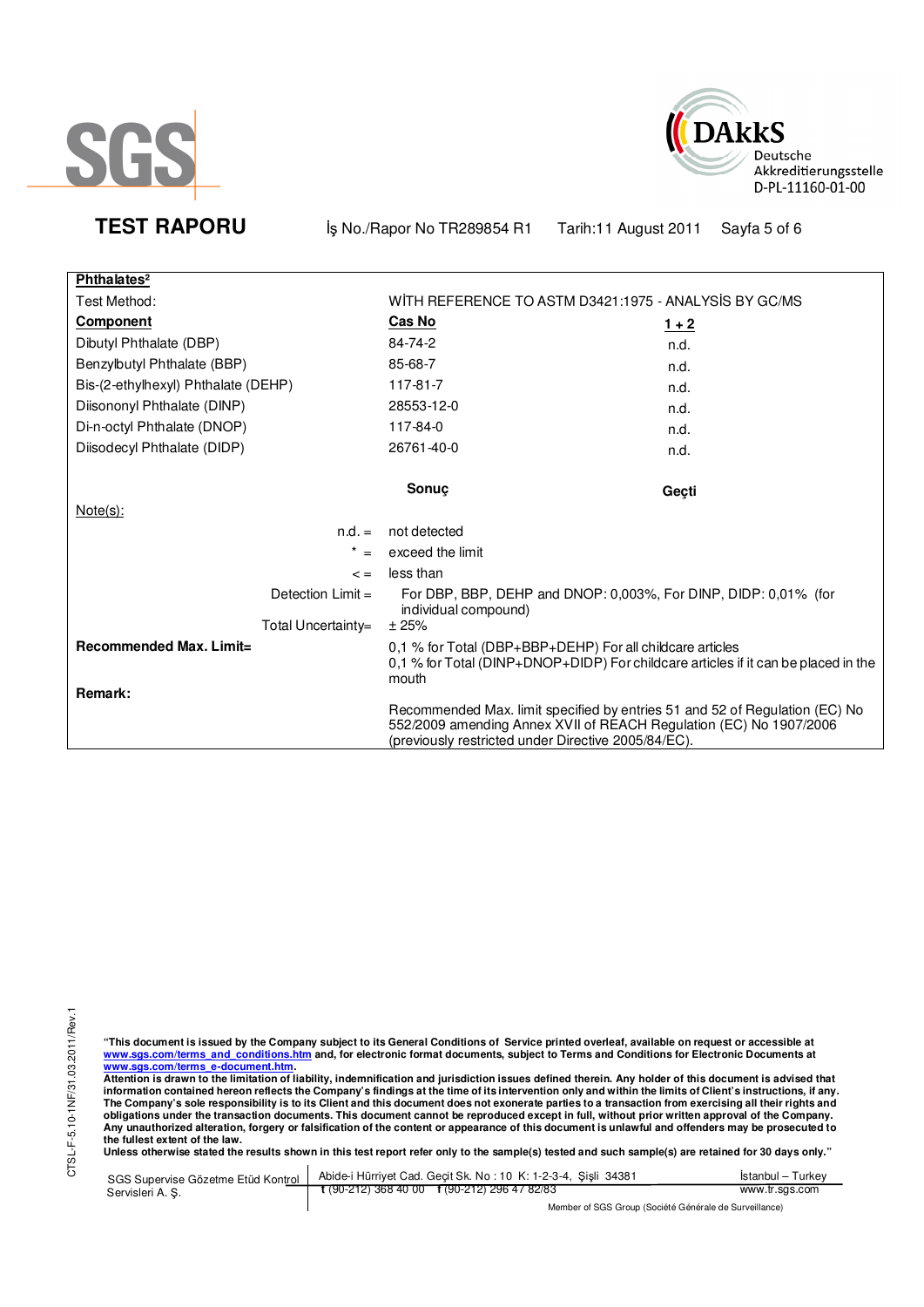**TEST RAPORU** İş No./Rapor No TR289854 R1 Tarih:11 August 2011

**Phthalates²**

Test Method: WİTH REFERENCE TO ASTM D3421:1975 - ANALYSİS BY GC/MS

| **Component** | **Cas No** | **1 + 2** |
|---|---|---|
| Dibutyl Phthalate (DBP) | 84-74-2 | n.d. |
| Benzylbutyl Phthalate (BBP) | 85-68-7 | n.d. |
| Bis-(2-ethylhexyl) Phthalate (DEHP) | 117-81-7 | n.d. |
| Diisononyl Phthalate (DINP) | 28553-12-0 | n.d. |
| Di-n-octyl Phthalate (DNOP) | 117-84-0 | n.d. |
| Diisodecyl Phthalate (DIDP) | 26761-40-0 | n.d. |
| | **Sonuç** | **Geçti** |

Note(s):

- n.d. = not detected
- * = exceed the limit
- < = less than
- Detection Limit = For DBP, BBP, DEHP and DNOP: 0,003%, For DINP, DIDP: 0,01% (for individual compound)
- Total Uncertainty= ± 25%

**Recommended Max. Limit=** 0,1 % for Total (DBP+BBP+DEHP) For all childcare articles
0,1 % for Total (DINP+DNOP+DIDP) For childcare articles if it can be placed in the mouth

**Remark:**

Recommended Max. limit specified by entries 51 and 52 of Regulation (EC) No 552/2009 amending Annex XVII of REACH Regulation (EC) No 1907/2006 (previously restricted under Directive 2005/84/EC).

"This document is issued by the Company subject to its General Conditions of Service printed overleaf, available on request or accessible at www.sgs.com/terms_and_conditions.htm and, for electronic format documents, subject to Terms and Conditions for Electronic Documents at www.sgs.com/terms_e-document.htm.
Attention is drawn to the limitation of liability, indemnification and jurisdiction issues defined therein. Any holder of this document is advised that information contained hereon reflects the Company's findings at the time of its intervention only and within the limits of Client's instructions, if any. The Company's sole responsibility is to its Client and this document does not exonerate parties to a transaction from exercising all their rights and obligations under the transaction documents. This document cannot be reproduced except in full, without prior written approval of the Company. Any unauthorized alteration, forgery or falsification of the content or appearance of this document is unlawful and offenders may be prosecuted to the fullest extent of the law.
Unless otherwise stated the results shown in this test report refer only to the sample(s) tested and such sample(s) are retained for 30 days only."

SGS Supervise Gözetme Etüd Kontrol Servisleri A. Ş. | Abide-i Hürriyet Cad. Geçit Sk. No : 10 K: 1-2-3-4, Şişli 34381 | t (90-212) 368 40 00 f (90-212) 296 47 82/83 | İstanbul – Turkey | www.tr.sgs.com

Member of SGS Group (Société Générale de Surveillance)

CTSL-F-5.10-1NF/31.03.2011/Rev.1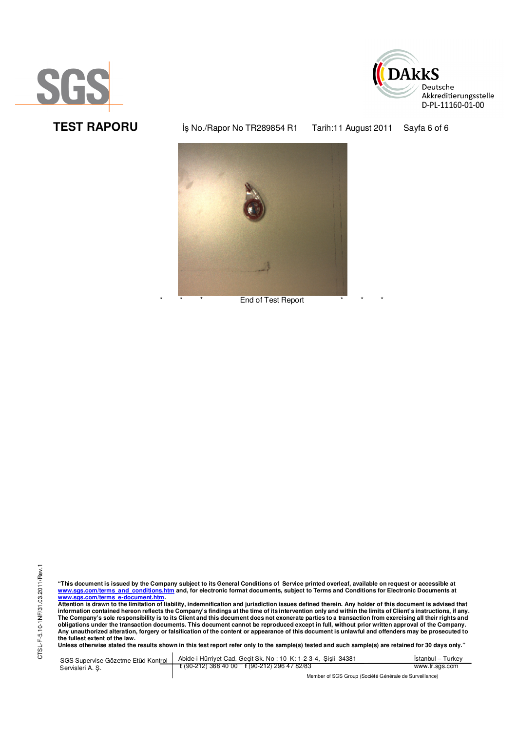*   *   *   End of Test Report   *   *   *

"This document is issued by the Company subject to its General Conditions of Service printed overleaf, available on request or accessible at www.sgs.com/terms_and_conditions.htm and, for electronic format documents, subject to Terms and Conditions for Electronic Documents at www.sgs.com/terms_e-document.htm.
Attention is drawn to the limitation of liability, indemnification and jurisdiction issues defined therein. Any holder of this document is advised that information contained hereon reflects the Company's findings at the time of its intervention only and within the limits of Client's instructions, if any. The Company's sole responsibility is to its Client and this document does not exonerate parties to a transaction from exercising all their rights and obligations under the transaction documents. This document cannot be reproduced except in full, without prior written approval of the Company. Any unauthorized alteration, forgery or falsification of the content or appearance of this document is unlawful and offenders may be prosecuted to the fullest extent of the law.
Unless otherwise stated the results shown in this test report refer only to the sample(s) tested and such sample(s) are retained for 30 days only."